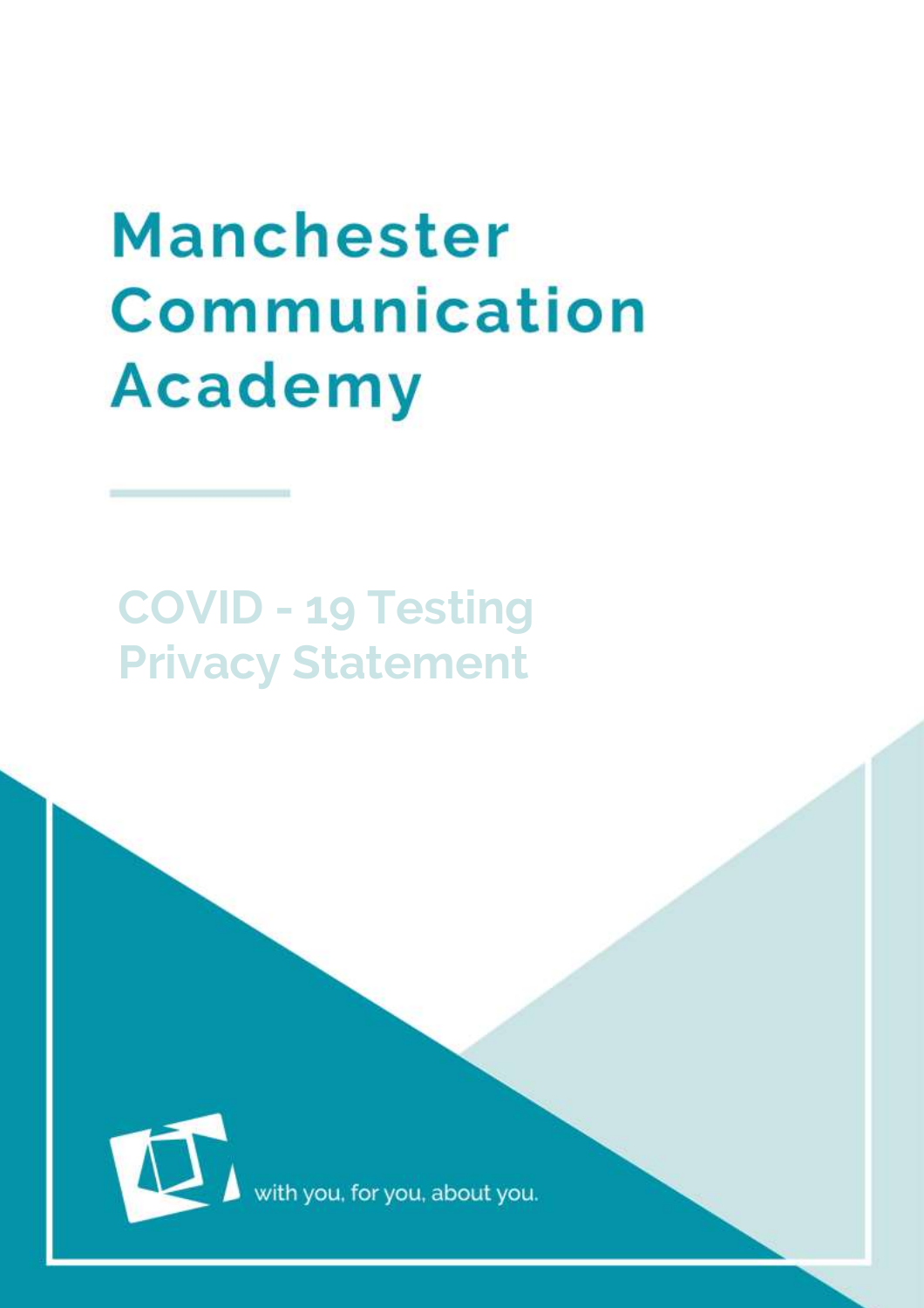# Manchester Communication Academy

## COVID - 19 Testing Privacy Statement

with you, for you, about you.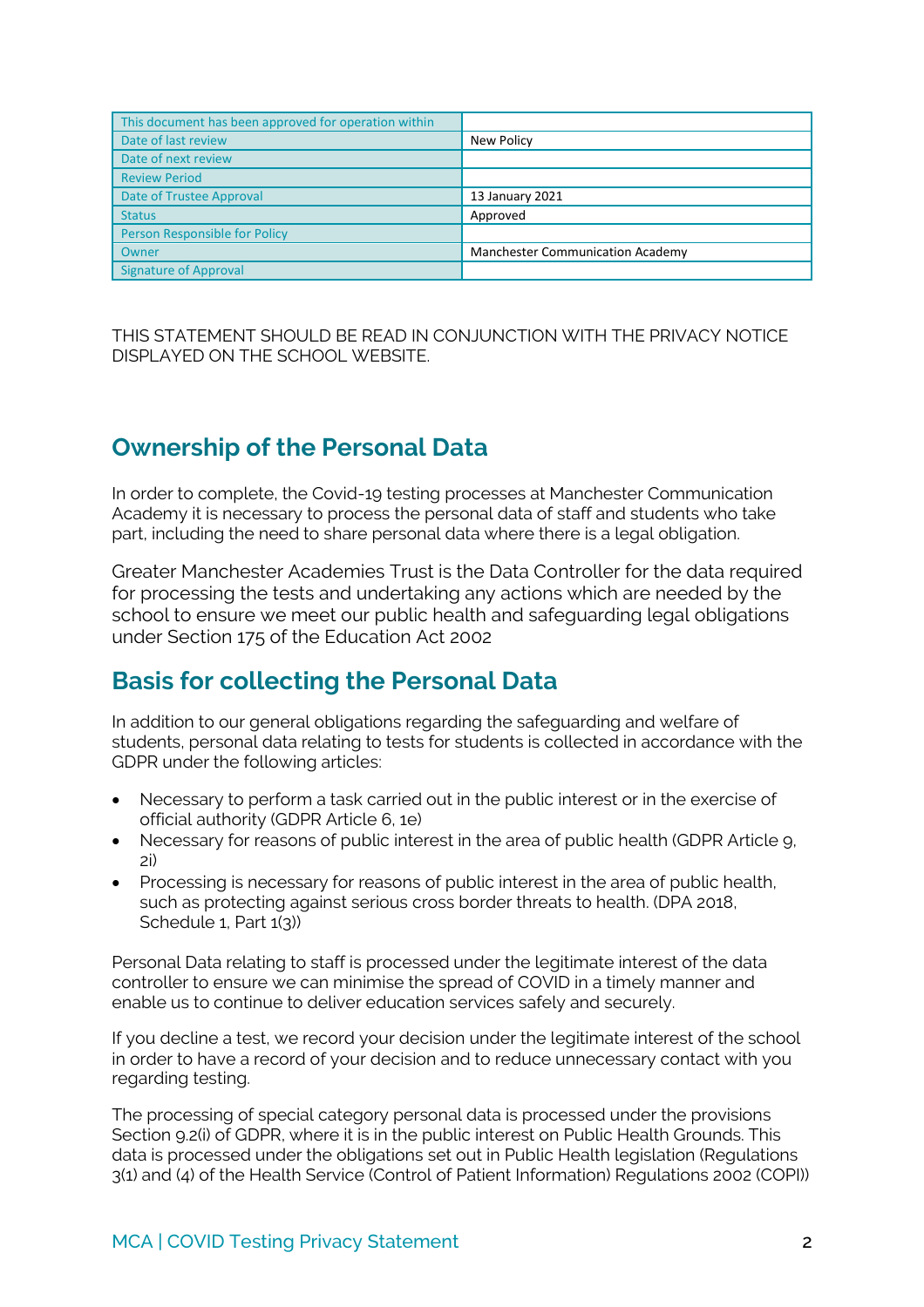| This document has been approved for operation within | |
|---|---|
| Date of last review | New Policy |
| Date of next review | |
| Review Period | |
| Date of Trustee Approval | 13 January 2021 |
| Status | Approved |
| Person Responsible for Policy | |
| Owner | Manchester Communication Academy |
| Signature of Approval | |

THIS STATEMENT SHOULD BE READ IN CONJUNCTION WITH THE PRIVACY NOTICE DISPLAYED ON THE SCHOOL WEBSITE.

## Ownership of the Personal Data

In order to complete, the Covid-19 testing processes at Manchester Communication Academy it is necessary to process the personal data of staff and students who take part, including the need to share personal data where there is a legal obligation.

Greater Manchester Academies Trust is the Data Controller for the data required for processing the tests and undertaking any actions which are needed by the school to ensure we meet our public health and safeguarding legal obligations under Section 175 of the Education Act 2002

## Basis for collecting the Personal Data

In addition to our general obligations regarding the safeguarding and welfare of students, personal data relating to tests for students is collected in accordance with the GDPR under the following articles:

- Necessary to perform a task carried out in the public interest or in the exercise of official authority (GDPR Article 6, 1e)
- Necessary for reasons of public interest in the area of public health (GDPR Article 9, 2i)
- Processing is necessary for reasons of public interest in the area of public health, such as protecting against serious cross border threats to health. (DPA 2018, Schedule 1, Part 1(3))

Personal Data relating to staff is processed under the legitimate interest of the data controller to ensure we can minimise the spread of COVID in a timely manner and enable us to continue to deliver education services safely and securely.

If you decline a test, we record your decision under the legitimate interest of the school in order to have a record of your decision and to reduce unnecessary contact with you regarding testing.

The processing of special category personal data is processed under the provisions Section 9.2(i) of GDPR, where it is in the public interest on Public Health Grounds. This data is processed under the obligations set out in Public Health legislation (Regulations 3(1) and (4) of the Health Service (Control of Patient Information) Regulations 2002 (COPI))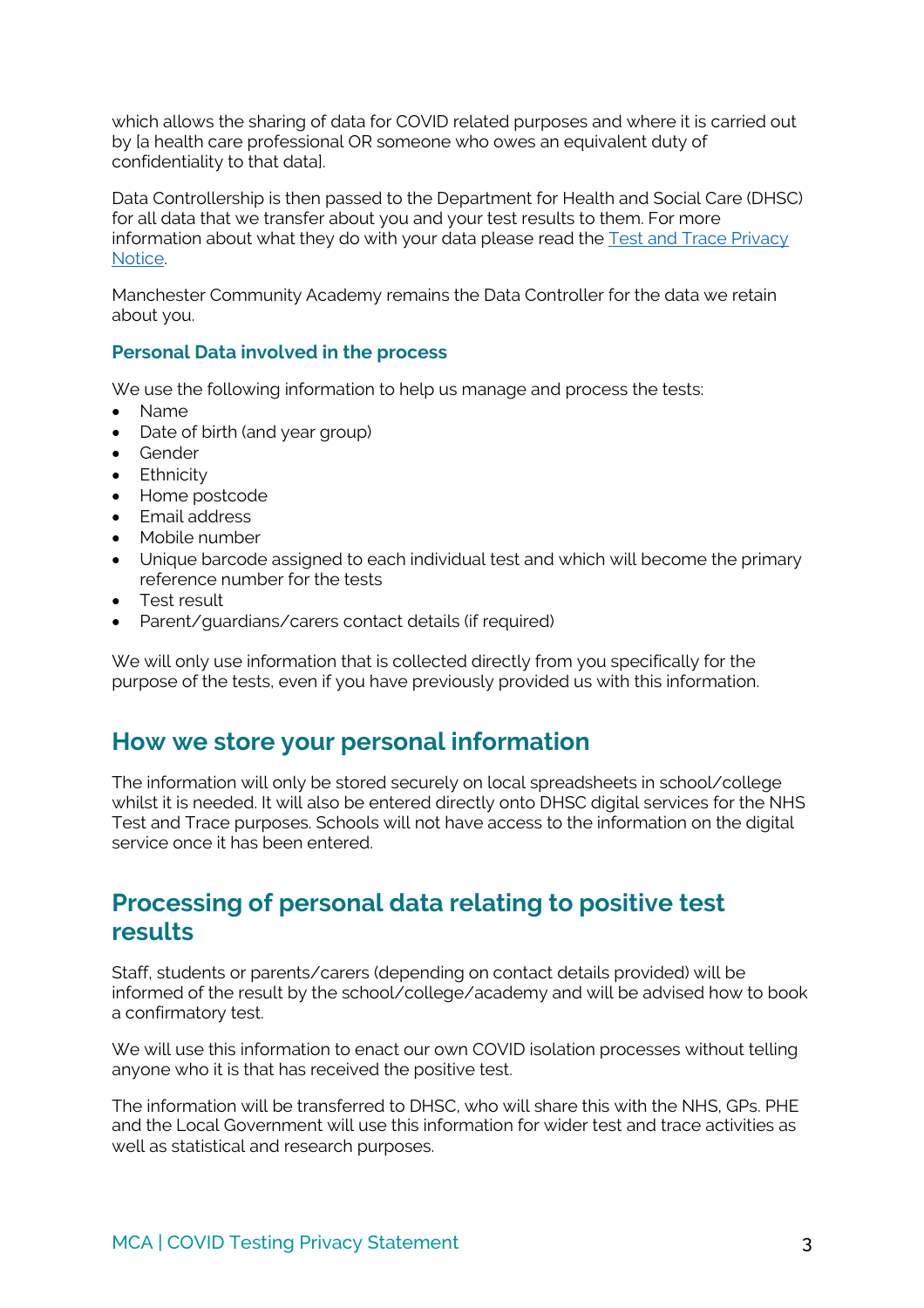which allows the sharing of data for COVID related purposes and where it is carried out by [a health care professional OR someone who owes an equivalent duty of confidentiality to that data].

Data Controllership is then passed to the Department for Health and Social Care (DHSC) for all data that we transfer about you and your test results to them. For more information about what they do with your data please read the [Test and Trace Privacy Notice](#).

Manchester Community Academy remains the Data Controller for the data we retain about you.

### Personal Data involved in the process

We use the following information to help us manage and process the tests:

- Name
- Date of birth (and year group)
- Gender
- Ethnicity
- Home postcode
- Email address
- Mobile number
- Unique barcode assigned to each individual test and which will become the primary reference number for the tests
- Test result
- Parent/guardians/carers contact details (if required)

We will only use information that is collected directly from you specifically for the purpose of the tests, even if you have previously provided us with this information.

## How we store your personal information

The information will only be stored securely on local spreadsheets in school/college whilst it is needed. It will also be entered directly onto DHSC digital services for the NHS Test and Trace purposes. Schools will not have access to the information on the digital service once it has been entered.

## Processing of personal data relating to positive test results

Staff, students or parents/carers (depending on contact details provided) will be informed of the result by the school/college/academy and will be advised how to book a confirmatory test.

We will use this information to enact our own COVID isolation processes without telling anyone who it is that has received the positive test.

The information will be transferred to DHSC, who will share this with the NHS, GPs. PHE and the Local Government will use this information for wider test and trace activities as well as statistical and research purposes.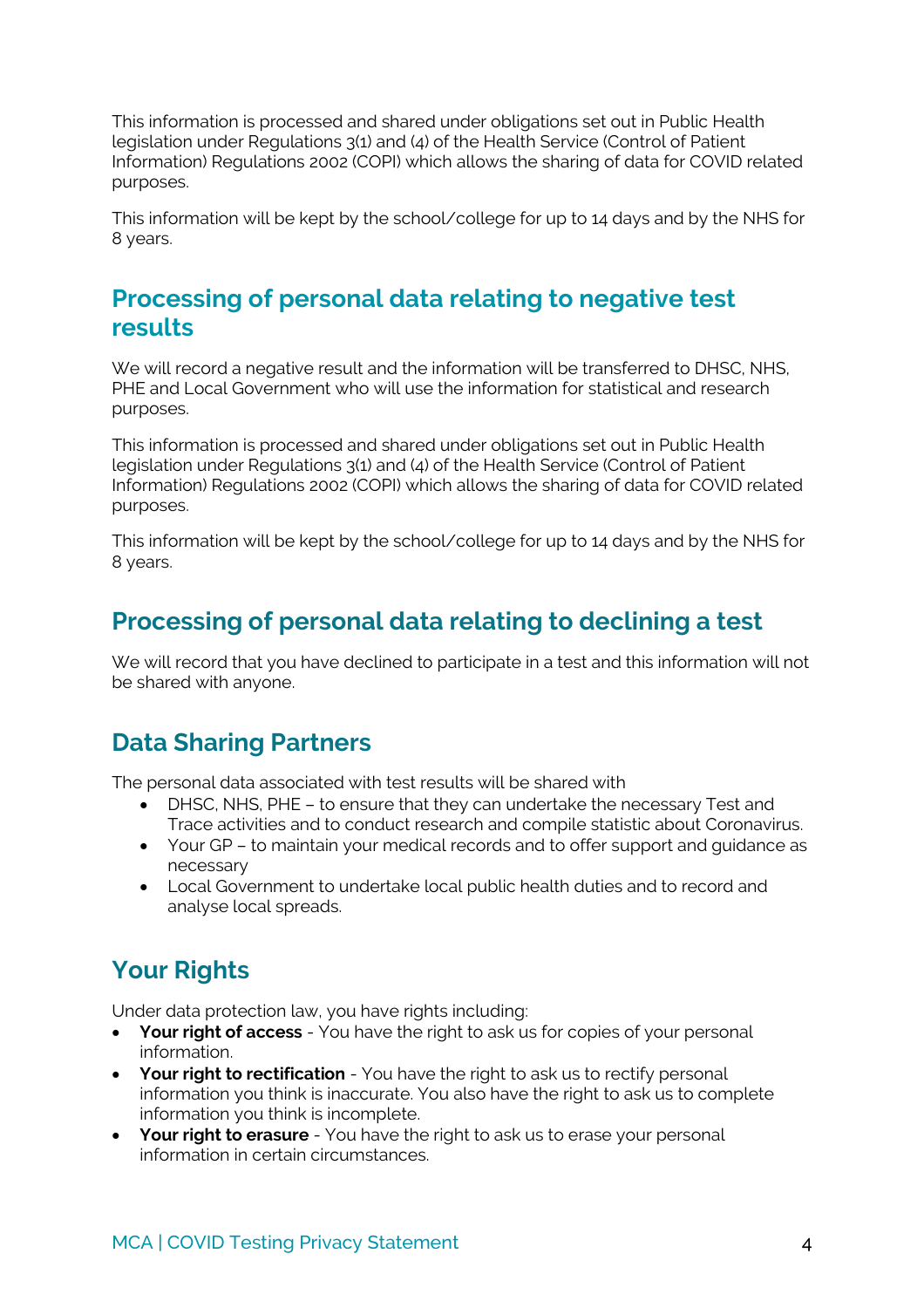This information is processed and shared under obligations set out in Public Health legislation under Regulations 3(1) and (4) of the Health Service (Control of Patient Information) Regulations 2002 (COPI) which allows the sharing of data for COVID related purposes.

This information will be kept by the school/college for up to 14 days and by the NHS for 8 years.

## Processing of personal data relating to negative test results

We will record a negative result and the information will be transferred to DHSC, NHS, PHE and Local Government who will use the information for statistical and research purposes.

This information is processed and shared under obligations set out in Public Health legislation under Regulations 3(1) and (4) of the Health Service (Control of Patient Information) Regulations 2002 (COPI) which allows the sharing of data for COVID related purposes.

This information will be kept by the school/college for up to 14 days and by the NHS for 8 years.

## Processing of personal data relating to declining a test

We will record that you have declined to participate in a test and this information will not be shared with anyone.

## Data Sharing Partners

The personal data associated with test results will be shared with

- DHSC, NHS, PHE – to ensure that they can undertake the necessary Test and Trace activities and to conduct research and compile statistic about Coronavirus.
- Your GP – to maintain your medical records and to offer support and guidance as necessary
- Local Government to undertake local public health duties and to record and analyse local spreads.

## Your Rights

Under data protection law, you have rights including:

- **Your right of access** - You have the right to ask us for copies of your personal information.
- **Your right to rectification** - You have the right to ask us to rectify personal information you think is inaccurate. You also have the right to ask us to complete information you think is incomplete.
- **Your right to erasure** - You have the right to ask us to erase your personal information in certain circumstances.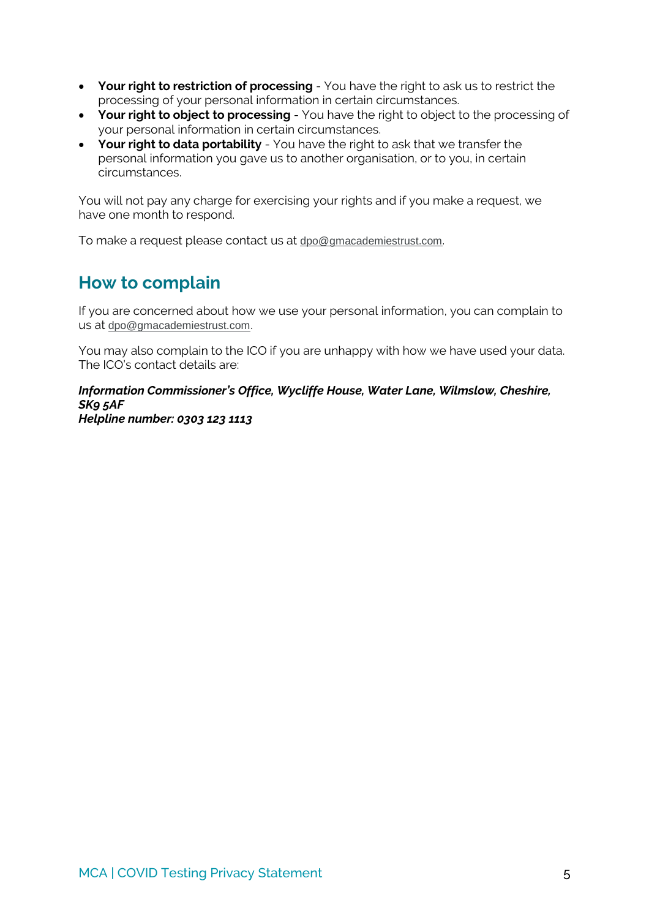- **Your right to restriction of processing** - You have the right to ask us to restrict the processing of your personal information in certain circumstances.
- **Your right to object to processing** - You have the right to object to the processing of your personal information in certain circumstances.
- **Your right to data portability** - You have the right to ask that we transfer the personal information you gave us to another organisation, or to you, in certain circumstances.

You will not pay any charge for exercising your rights and if you make a request, we have one month to respond.

To make a request please contact us at dpo@gmacademiestrust.com.

## How to complain

If you are concerned about how we use your personal information, you can complain to us at dpo@gmacademiestrust.com.

You may also complain to the ICO if you are unhappy with how we have used your data. The ICO's contact details are:

***Information Commissioner's Office, Wycliffe House, Water Lane, Wilmslow, Cheshire, SK9 5AF***
***Helpline number: 0303 123 1113***